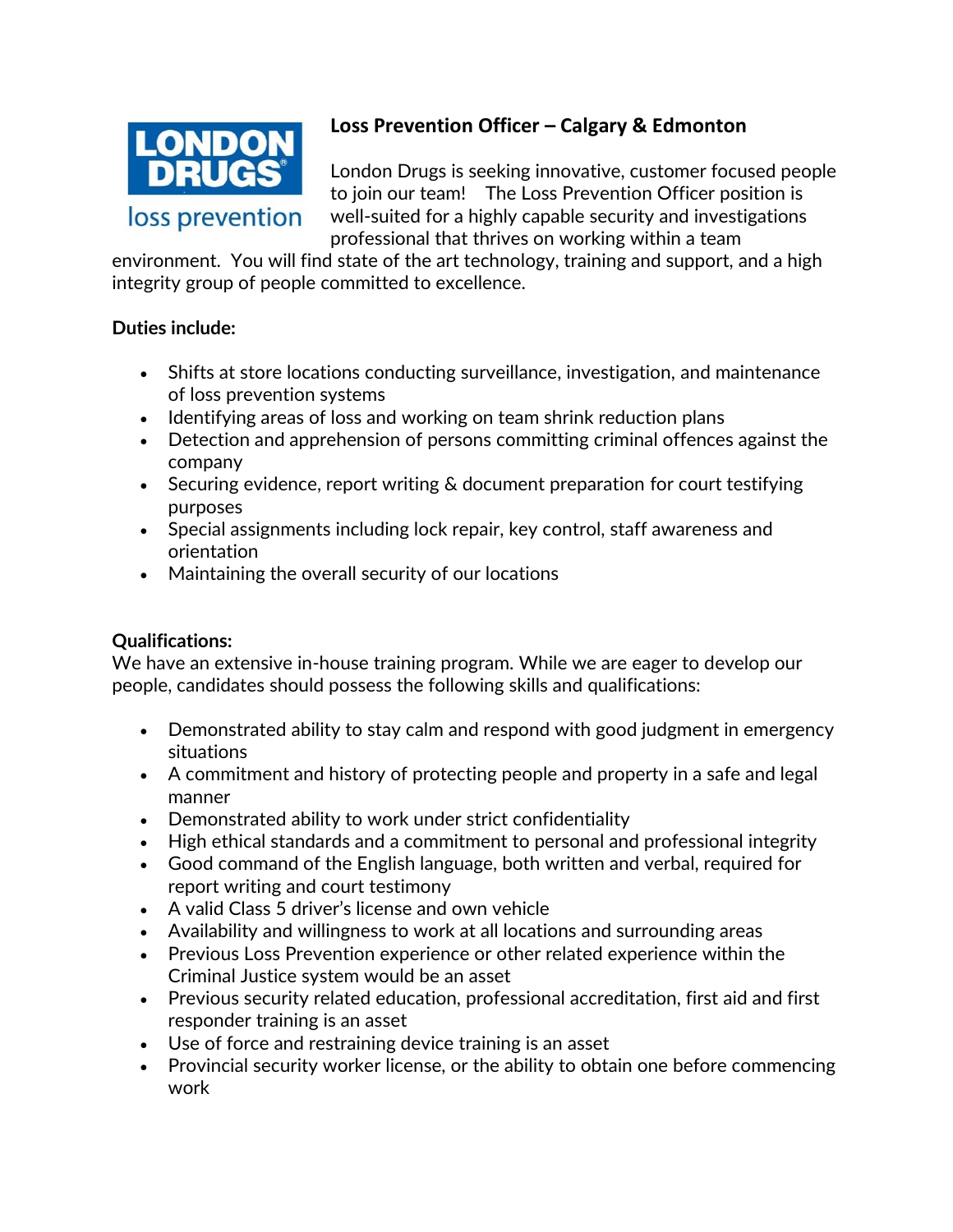LONDON DRUGS
loss prevention

## Loss Prevention Officer – Calgary & Edmonton

London Drugs is seeking innovative, customer focused people to join our team! The Loss Prevention Officer position is well-suited for a highly capable security and investigations professional that thrives on working within a team environment. You will find state of the art technology, training and support, and a high integrity group of people committed to excellence.

**Duties include:**

- Shifts at store locations conducting surveillance, investigation, and maintenance of loss prevention systems
- Identifying areas of loss and working on team shrink reduction plans
- Detection and apprehension of persons committing criminal offences against the company
- Securing evidence, report writing & document preparation for court testifying purposes
- Special assignments including lock repair, key control, staff awareness and orientation
- Maintaining the overall security of our locations

**Qualifications:**

We have an extensive in-house training program. While we are eager to develop our people, candidates should possess the following skills and qualifications:

- Demonstrated ability to stay calm and respond with good judgment in emergency situations
- A commitment and history of protecting people and property in a safe and legal manner
- Demonstrated ability to work under strict confidentiality
- High ethical standards and a commitment to personal and professional integrity
- Good command of the English language, both written and verbal, required for report writing and court testimony
- A valid Class 5 driver's license and own vehicle
- Availability and willingness to work at all locations and surrounding areas
- Previous Loss Prevention experience or other related experience within the Criminal Justice system would be an asset
- Previous security related education, professional accreditation, first aid and first responder training is an asset
- Use of force and restraining device training is an asset
- Provincial security worker license, or the ability to obtain one before commencing work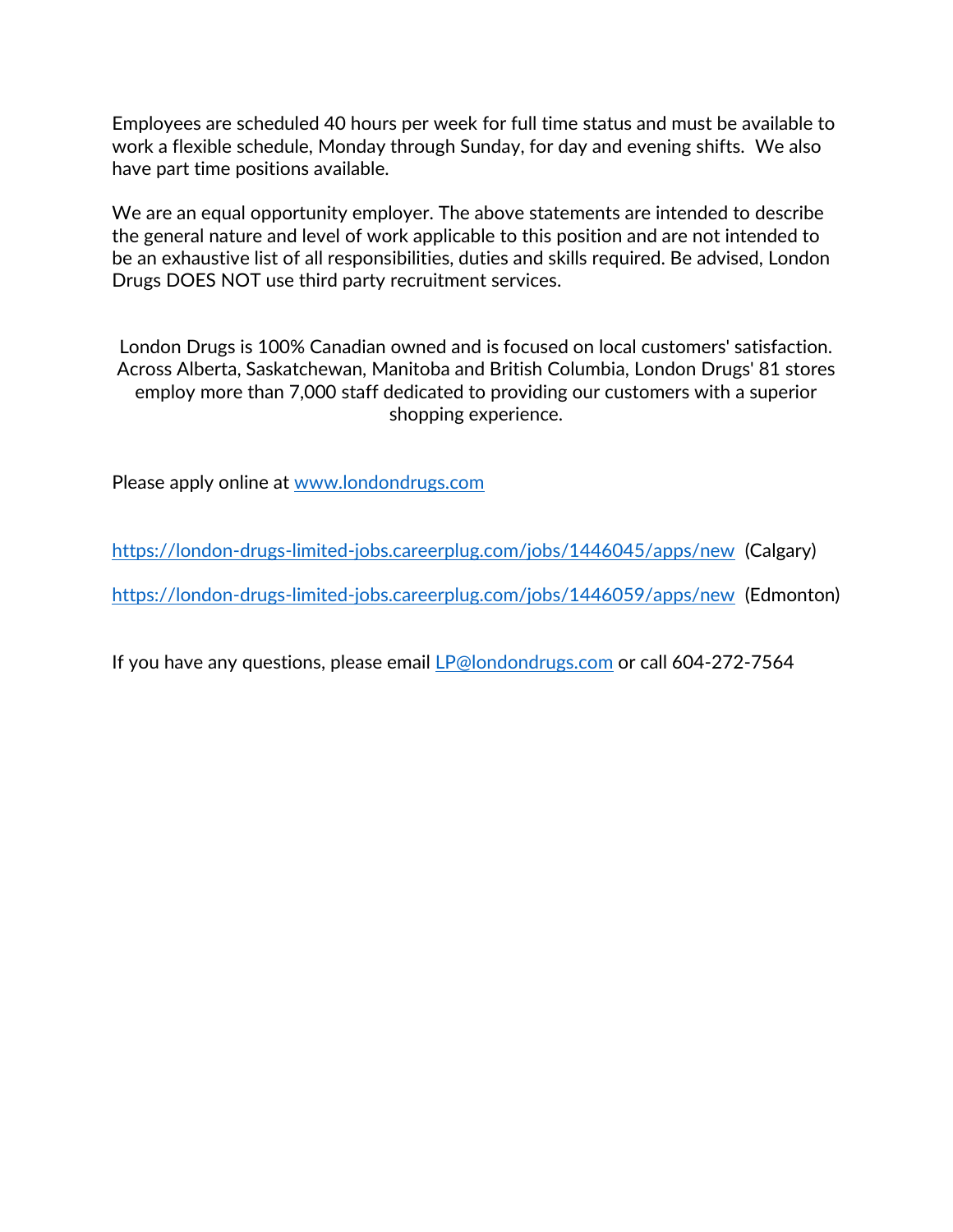Employees are scheduled 40 hours per week for full time status and must be available to work a flexible schedule, Monday through Sunday, for day and evening shifts. We also have part time positions available.

We are an equal opportunity employer. The above statements are intended to describe the general nature and level of work applicable to this position and are not intended to be an exhaustive list of all responsibilities, duties and skills required. Be advised, London Drugs DOES NOT use third party recruitment services.

London Drugs is 100% Canadian owned and is focused on local customers' satisfaction. Across Alberta, Saskatchewan, Manitoba and British Columbia, London Drugs' 81 stores employ more than 7,000 staff dedicated to providing our customers with a superior shopping experience.

Please apply online at [www.londondrugs.com](http://www.londondrugs.com)

[https://london-drugs-limited-jobs.careerplug.com/jobs/1446045/apps/new](https://london-drugs-limited-jobs.careerplug.com/jobs/1446045/apps/new) (Calgary)

[https://london-drugs-limited-jobs.careerplug.com/jobs/1446059/apps/new](https://london-drugs-limited-jobs.careerplug.com/jobs/1446059/apps/new) (Edmonton)

If you have any questions, please email [LP@londondrugs.com](mailto:LP@londondrugs.com) or call 604-272-7564